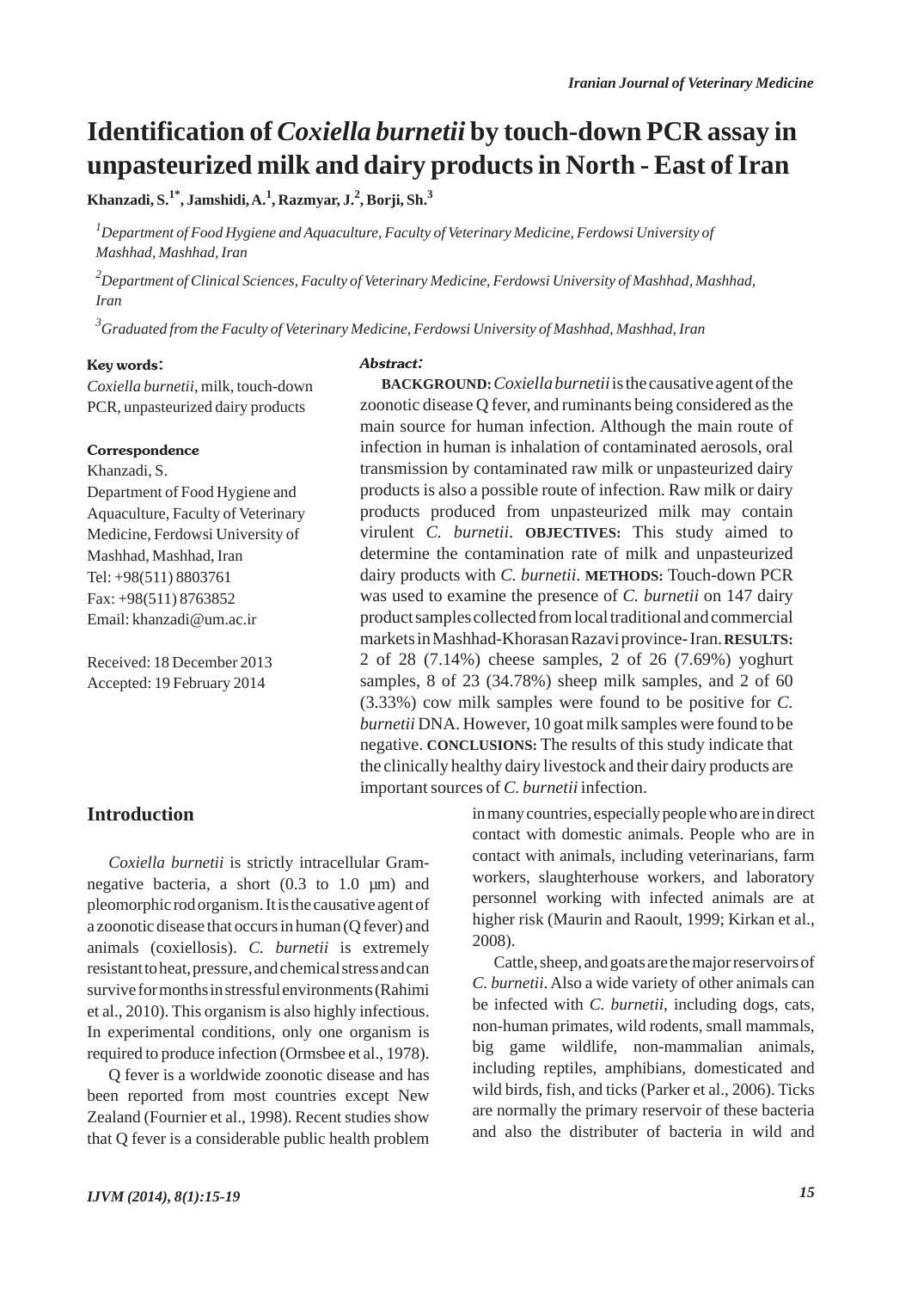# Identification of *Coxiella burnetii* by touch-down PCR assay in unpasteurized milk and dairy products in North - East of Iran

**Khanzadi, S.[1*], Jamshidi, A.[1], Razmyar, J.[2], Borji, Sh.[3]**

[1]*Department of Food Hygiene and Aquaculture, Faculty of Veterinary Medicine, Ferdowsi University of Mashhad, Mashhad, Iran*

[2]*Department of Clinical Sciences, Faculty of Veterinary Medicine, Ferdowsi University of Mashhad, Mashhad, Iran*

[3]*Graduated from the Faculty of Veterinary Medicine, Ferdowsi University of Mashhad, Mashhad, Iran*

**Key words:**

*Coxiella burnetii*, milk, touch-down PCR, unpasteurized dairy products

**Correspondence**

Khanzadi, S.
Department of Food Hygiene and Aquaculture, Faculty of Veterinary Medicine, Ferdowsi University of Mashhad, Mashhad, Iran
Tel: +98(511) 8803761
Fax: +98(511) 8763852
Email: khanzadi@um.ac.ir

Received: 18 December 2013
Accepted: 19 February 2014

***Abstract:***

**BACKGROUND:** *Coxiella burnetii* is the causative agent of the zoonotic disease Q fever, and ruminants being considered as the main source for human infection. Although the main route of infection in human is inhalation of contaminated aerosols, oral transmission by contaminated raw milk or unpasteurized dairy products is also a possible route of infection. Raw milk or dairy products produced from unpasteurized milk may contain virulent *C. burnetii*. **OBJECTIVES:** This study aimed to determine the contamination rate of milk and unpasteurized dairy products with *C. burnetii*. **METHODS:** Touch-down PCR was used to examine the presence of *C. burnetii* on 147 dairy product samples collected from local traditional and commercial markets in Mashhad-Khorasan Razavi province- Iran. **RESULTS:** 2 of 28 (7.14%) cheese samples, 2 of 26 (7.69%) yoghurt samples, 8 of 23 (34.78%) sheep milk samples, and 2 of 60 (3.33%) cow milk samples were found to be positive for *C. burnetii* DNA. However, 10 goat milk samples were found to be negative. **CONCLUSIONS:** The results of this study indicate that the clinically healthy dairy livestock and their dairy products are important sources of *C. burnetii* infection.

## Introduction

*Coxiella burnetii* is strictly intracellular Gram-negative bacteria, a short (0.3 to 1.0 µm) and pleomorphic rod organism. It is the causative agent of a zoonotic disease that occurs in human (Q fever) and animals (coxiellosis). *C. burnetii* is extremely resistant to heat, pressure, and chemical stress and can survive for months in stressful environments (Rahimi et al., 2010). This organism is also highly infectious. In experimental conditions, only one organism is required to produce infection (Ormsbee et al., 1978).

Q fever is a worldwide zoonotic disease and has been reported from most countries except New Zealand (Fournier et al., 1998). Recent studies show that Q fever is a considerable public health problem in many countries, especially people who are in direct contact with domestic animals. People who are in contact with animals, including veterinarians, farm workers, slaughterhouse workers, and laboratory personnel working with infected animals are at higher risk (Maurin and Raoult, 1999; Kirkan et al., 2008).

Cattle, sheep, and goats are the major reservoirs of *C. burnetii*. Also a wide variety of other animals can be infected with *C. burnetii*, including dogs, cats, non-human primates, wild rodents, small mammals, big game wildlife, non-mammalian animals, including reptiles, amphibians, domesticated and wild birds, fish, and ticks (Parker et al., 2006). Ticks are normally the primary reservoir of these bacteria and also the distributer of bacteria in wild and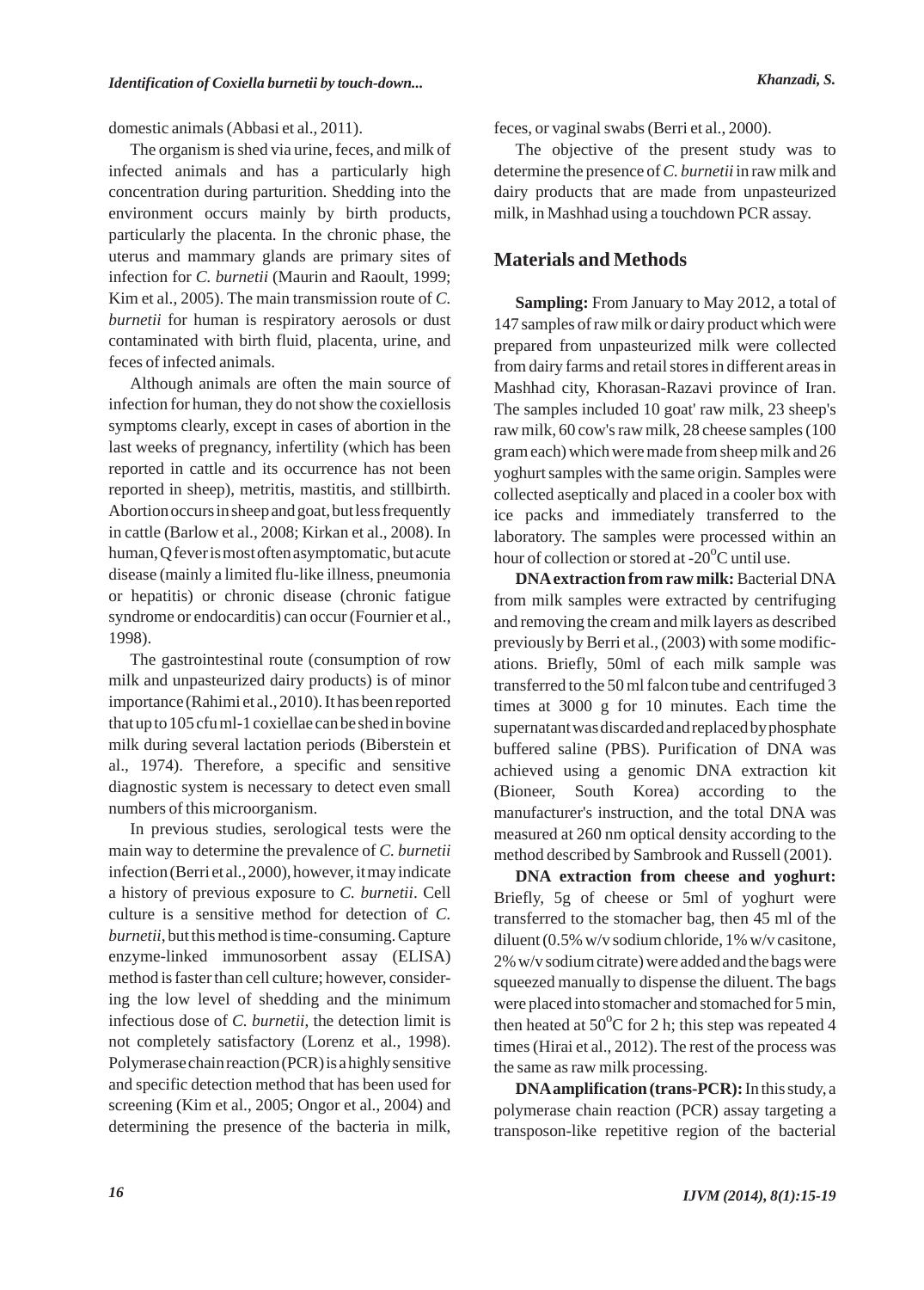domestic animals (Abbasi et al., 2011).

The organism is shed via urine, feces, and milk of infected animals and has a particularly high concentration during parturition. Shedding into the environment occurs mainly by birth products, particularly the placenta. In the chronic phase, the uterus and mammary glands are primary sites of infection for *C. burnetii* (Maurin and Raoult, 1999; Kim et al., 2005). The main transmission route of *C. burnetii* for human is respiratory aerosols or dust contaminated with birth fluid, placenta, urine, and feces of infected animals.

Although animals are often the main source of infection for human, they do not show the coxiellosis symptoms clearly, except in cases of abortion in the last weeks of pregnancy, infertility (which has been reported in cattle and its occurrence has not been reported in sheep), metritis, mastitis, and stillbirth. Abortion occurs in sheep and goat, but less frequently in cattle (Barlow et al., 2008; Kirkan et al., 2008). In human, Q fever is most often asymptomatic, but acute disease (mainly a limited flu-like illness, pneumonia or hepatitis) or chronic disease (chronic fatigue syndrome or endocarditis) can occur (Fournier et al., 1998).

The gastrointestinal route (consumption of row milk and unpasteurized dairy products) is of minor importance (Rahimi et al., 2010). It has been reported that up to 105 cfu ml-1 coxiellae can be shed in bovine milk during several lactation periods (Biberstein et al., 1974). Therefore, a specific and sensitive diagnostic system is necessary to detect even small numbers of this microorganism.

In previous studies, serological tests were the main way to determine the prevalence of *C. burnetii* infection (Berri et al., 2000), however, it may indicate a history of previous exposure to *C. burnetii*. Cell culture is a sensitive method for detection of *C. burnetii*, but this method is time-consuming. Capture enzyme-linked immunosorbent assay (ELISA) method is faster than cell culture; however, considering the low level of shedding and the minimum infectious dose of *C. burnetii*, the detection limit is not completely satisfactory (Lorenz et al., 1998). Polymerase chain reaction (PCR) is a highly sensitive and specific detection method that has been used for screening (Kim et al., 2005; Ongor et al., 2004) and determining the presence of the bacteria in milk, feces, or vaginal swabs (Berri et al., 2000).

The objective of the present study was to determine the presence of *C. burnetii* in raw milk and dairy products that are made from unpasteurized milk, in Mashhad using a touchdown PCR assay.

## Materials and Methods

**Sampling:** From January to May 2012, a total of 147 samples of raw milk or dairy product which were prepared from unpasteurized milk were collected from dairy farms and retail stores in different areas in Mashhad city, Khorasan-Razavi province of Iran. The samples included 10 goat' raw milk, 23 sheep's raw milk, 60 cow's raw milk, 28 cheese samples (100 gram each) which were made from sheep milk and 26 yoghurt samples with the same origin. Samples were collected aseptically and placed in a cooler box with ice packs and immediately transferred to the laboratory. The samples were processed within an hour of collection or stored at -20$^{o}$C until use.

**DNA extraction from raw milk:** Bacterial DNA from milk samples were extracted by centrifuging and removing the cream and milk layers as described previously by Berri et al., (2003) with some modifications. Briefly, 50ml of each milk sample was transferred to the 50 ml falcon tube and centrifuged 3 times at 3000 g for 10 minutes. Each time the supernatant was discarded and replaced by phosphate buffered saline (PBS). Purification of DNA was achieved using a genomic DNA extraction kit (Bioneer, South Korea) according to the manufacturer's instruction, and the total DNA was measured at 260 nm optical density according to the method described by Sambrook and Russell (2001).

**DNA extraction from cheese and yoghurt:** Briefly, 5g of cheese or 5ml of yoghurt were transferred to the stomacher bag, then 45 ml of the diluent (0.5% w/v sodium chloride, 1% w/v casitone, 2% w/v sodium citrate) were added and the bags were squeezed manually to dispense the diluent. The bags were placed into stomacher and stomached for 5 min, then heated at 50$^{o}$C for 2 h; this step was repeated 4 times (Hirai et al., 2012). The rest of the process was the same as raw milk processing.

**DNA amplification (trans-PCR):** In this study, a polymerase chain reaction (PCR) assay targeting a transposon-like repetitive region of the bacterial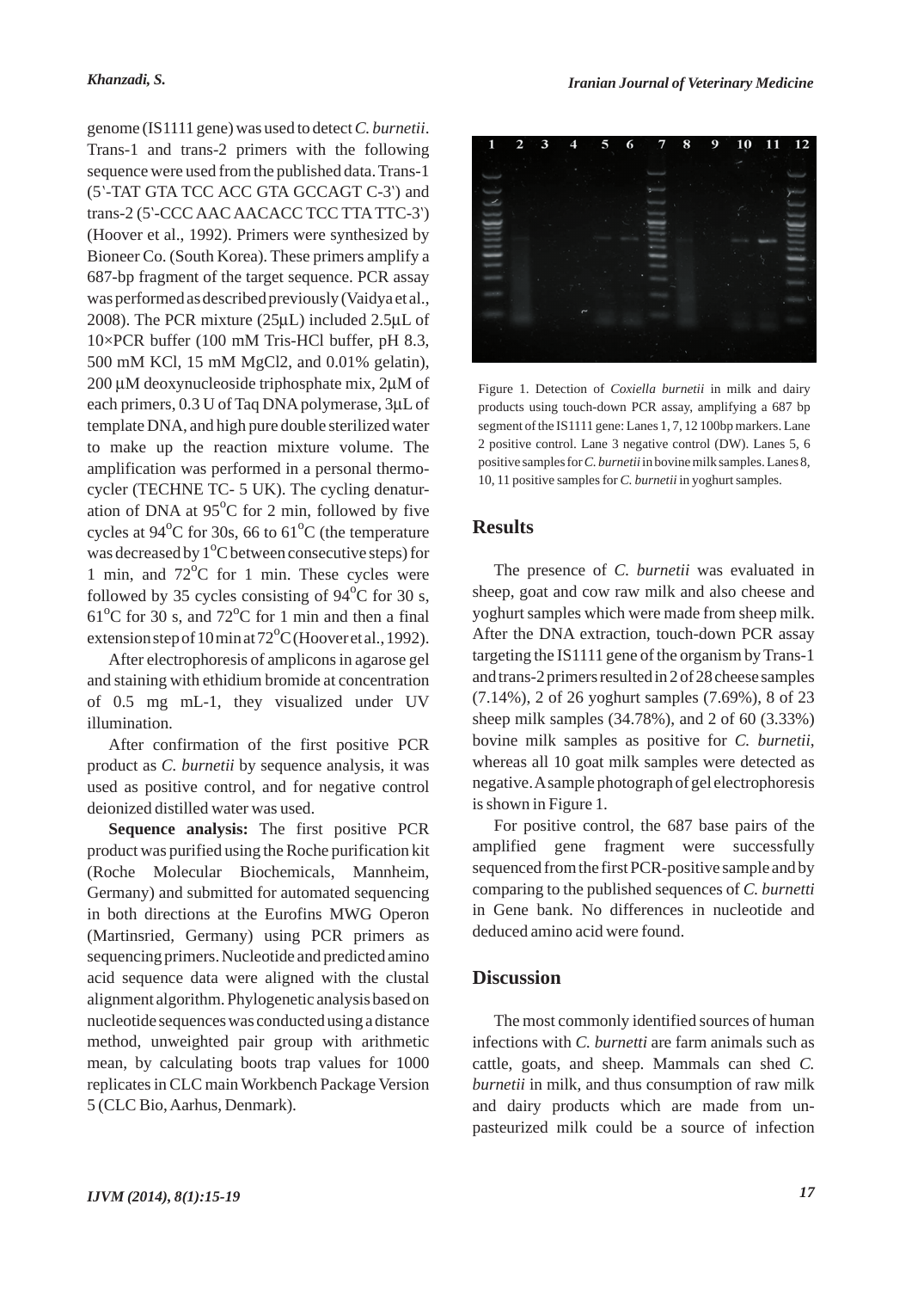genome (IS1111 gene) was used to detect *C. burnetii*. Trans-1 and trans-2 primers with the following sequence were used from the published data. Trans-1 (5'-TAT GTA TCC ACC GTA GCCAGT C-3') and trans-2 (5'-CCC AAC AACACC TCC TTA TTC-3') (Hoover et al., 1992). Primers were synthesized by Bioneer Co. (South Korea). These primers amplify a 687-bp fragment of the target sequence. PCR assay was performed as described previously (Vaidya et al., 2008). The PCR mixture (25µL) included 2.5µL of 10×PCR buffer (100 mM Tris-HCl buffer, pH 8.3, 500 mM KCl, 15 mM MgCl2, and 0.01% gelatin), 200 µM deoxynucleoside triphosphate mix, 2µM of each primers, 0.3 U of Taq DNA polymerase, 3µL of template DNA, and high pure double sterilized water to make up the reaction mixture volume. The amplification was performed in a personal thermo-cycler (TECHNE TC- 5 UK). The cycling denaturation of DNA at 95$^{o}$C for 2 min, followed by five cycles at 94$^{o}$C for 30s, 66 to 61$^{o}$C (the temperature was decreased by 1$^{o}$C between consecutive steps) for 1 min, and 72$^{o}$C for 1 min. These cycles were followed by 35 cycles consisting of 94$^{o}$C for 30 s, 61$^{o}$C for 30 s, and 72$^{o}$C for 1 min and then a final extension step of 10 min at 72$^{o}$C (Hoover et al., 1992).

After electrophoresis of amplicons in agarose gel and staining with ethidium bromide at concentration of 0.5 mg mL-1, they visualized under UV illumination.

After confirmation of the first positive PCR product as *C. burnetii* by sequence analysis, it was used as positive control, and for negative control deionized distilled water was used.

**Sequence analysis:** The first positive PCR product was purified using the Roche purification kit (Roche Molecular Biochemicals, Mannheim, Germany) and submitted for automated sequencing in both directions at the Eurofins MWG Operon (Martinsried, Germany) using PCR primers as sequencing primers. Nucleotide and predicted amino acid sequence data were aligned with the clustal alignment algorithm. Phylogenetic analysis based on nucleotide sequences was conducted using a distance method, unweighted pair group with arithmetic mean, by calculating boots trap values for 1000 replicates in CLC main Workbench Package Version 5 (CLC Bio, Aarhus, Denmark).

1 2 3 4 5 6 7 8 9 10 11 12

Figure 1. Detection of *Coxiella burnetii* in milk and dairy products using touch-down PCR assay, amplifying a 687 bp segment of the IS1111 gene: Lanes 1, 7, 12 100bp markers. Lane 2 positive control. Lane 3 negative control (DW). Lanes 5, 6 positive samples for *C. burnetii* in bovine milk samples. Lanes 8, 10, 11 positive samples for *C. burnetii* in yoghurt samples.

## Results

The presence of *C. burnetii* was evaluated in sheep, goat and cow raw milk and also cheese and yoghurt samples which were made from sheep milk. After the DNA extraction, touch-down PCR assay targeting the IS1111 gene of the organism by Trans-1 and trans-2 primers resulted in 2 of 28 cheese samples (7.14%), 2 of 26 yoghurt samples (7.69%), 8 of 23 sheep milk samples (34.78%), and 2 of 60 (3.33%) bovine milk samples as positive for *C. burnetii*, whereas all 10 goat milk samples were detected as negative. A sample photograph of gel electrophoresis is shown in Figure 1.

For positive control, the 687 base pairs of the amplified gene fragment were successfully sequenced from the first PCR-positive sample and by comparing to the published sequences of *C. burnetti* in Gene bank. No differences in nucleotide and deduced amino acid were found.

## Discussion

The most commonly identified sources of human infections with *C. burnetti* are farm animals such as cattle, goats, and sheep. Mammals can shed *C. burnetii* in milk, and thus consumption of raw milk and dairy products which are made from un-pasteurized milk could be a source of infection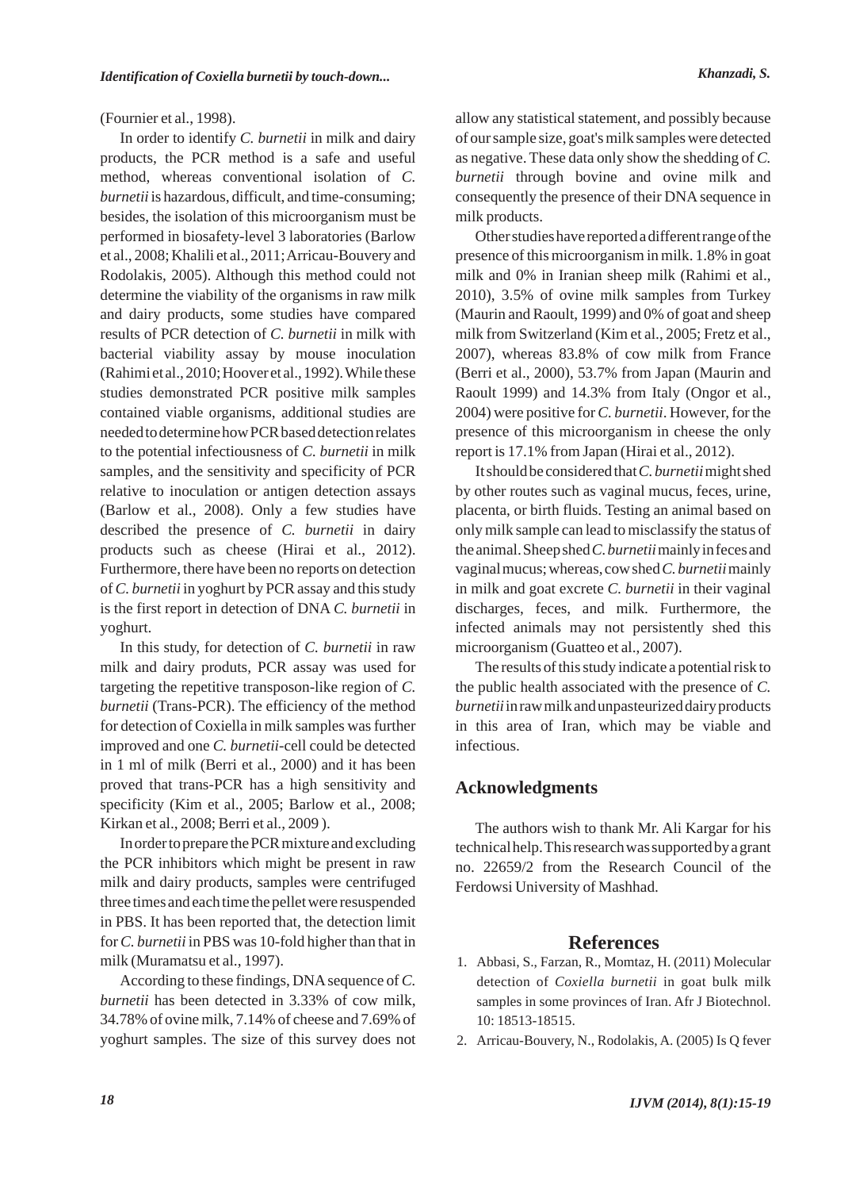(Fournier et al., 1998).

In order to identify *C. burnetii* in milk and dairy products, the PCR method is a safe and useful method, whereas conventional isolation of *C. burnetii* is hazardous, difficult, and time-consuming; besides, the isolation of this microorganism must be performed in biosafety-level 3 laboratories (Barlow et al., 2008; Khalili et al., 2011; Arricau-Bouvery and Rodolakis, 2005). Although this method could not determine the viability of the organisms in raw milk and dairy products, some studies have compared results of PCR detection of *C. burnetii* in milk with bacterial viability assay by mouse inoculation (Rahimi et al., 2010; Hoover et al., 1992). While these studies demonstrated PCR positive milk samples contained viable organisms, additional studies are needed to determine how PCR based detection relates to the potential infectiousness of *C. burnetii* in milk samples, and the sensitivity and specificity of PCR relative to inoculation or antigen detection assays (Barlow et al., 2008). Only a few studies have described the presence of *C. burnetii* in dairy products such as cheese (Hirai et al., 2012). Furthermore, there have been no reports on detection of *C. burnetii* in yoghurt by PCR assay and this study is the first report in detection of DNA *C. burnetii* in yoghurt.

In this study, for detection of *C. burnetii* in raw milk and dairy produts, PCR assay was used for targeting the repetitive transposon-like region of *C. burnetii* (Trans-PCR). The efficiency of the method for detection of Coxiella in milk samples was further improved and one *C. burnetii*-cell could be detected in 1 ml of milk (Berri et al., 2000) and it has been proved that trans-PCR has a high sensitivity and specificity (Kim et al., 2005; Barlow et al., 2008; Kirkan et al., 2008; Berri et al., 2009 ).

In order to prepare the PCR mixture and excluding the PCR inhibitors which might be present in raw milk and dairy products, samples were centrifuged three times and each time the pellet were resuspended in PBS. It has been reported that, the detection limit for *C. burnetii* in PBS was 10-fold higher than that in milk (Muramatsu et al., 1997).

According to these findings, DNA sequence of *C. burnetii* has been detected in 3.33% of cow milk, 34.78% of ovine milk, 7.14% of cheese and 7.69% of yoghurt samples. The size of this survey does not allow any statistical statement, and possibly because of our sample size, goat's milk samples were detected as negative. These data only show the shedding of *C. burnetii* through bovine and ovine milk and consequently the presence of their DNA sequence in milk products.

Other studies have reported a different range of the presence of this microorganism in milk. 1.8% in goat milk and 0% in Iranian sheep milk (Rahimi et al., 2010), 3.5% of ovine milk samples from Turkey (Maurin and Raoult, 1999) and 0% of goat and sheep milk from Switzerland (Kim et al., 2005; Fretz et al., 2007), whereas 83.8% of cow milk from France (Berri et al., 2000), 53.7% from Japan (Maurin and Raoult 1999) and 14.3% from Italy (Ongor et al., 2004) were positive for *C. burnetii*. However, for the presence of this microorganism in cheese the only report is 17.1% from Japan (Hirai et al., 2012).

It should be considered that *C. burnetii* might shed by other routes such as vaginal mucus, feces, urine, placenta, or birth fluids. Testing an animal based on only milk sample can lead to misclassify the status of the animal. Sheep shed *C. burnetii* mainly in feces and vaginal mucus; whereas, cow shed *C. burnetii* mainly in milk and goat excrete *C. burnetii* in their vaginal discharges, feces, and milk. Furthermore, the infected animals may not persistently shed this microorganism (Guatteo et al., 2007).

The results of this study indicate a potential risk to the public health associated with the presence of *C. burnetii* in raw milk and unpasteurized dairy products in this area of Iran, which may be viable and infectious.

## Acknowledgments

The authors wish to thank Mr. Ali Kargar for his technical help. This research was supported by a grant no. 22659/2 from the Research Council of the Ferdowsi University of Mashhad.

## References

1. Abbasi, S., Farzan, R., Momtaz, H. (2011) Molecular detection of *Coxiella burnetii* in goat bulk milk samples in some provinces of Iran. Afr J Biotechnol. 10: 18513-18515.
2. Arricau-Bouvery, N., Rodolakis, A. (2005) Is Q fever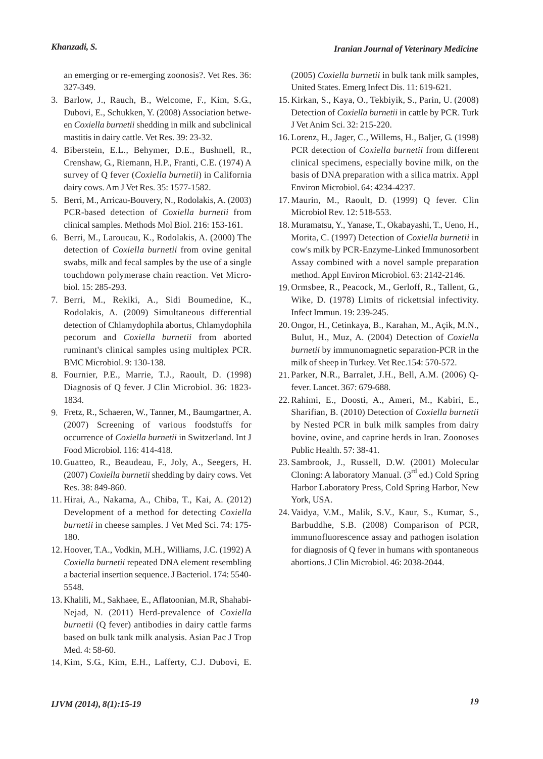an emerging or re-emerging zoonosis?. Vet Res. 36: 327-349.

3. Barlow, J., Rauch, B., Welcome, F., Kim, S.G., Dubovi, E., Schukken, Y. (2008) Association between *Coxiella burnetii* shedding in milk and subclinical mastitis in dairy cattle. Vet Res. 39: 23-32.
4. Biberstein, E.L., Behymer, D.E., Bushnell, R., Crenshaw, G., Riemann, H.P., Franti, C.E. (1974) A survey of Q fever (*Coxiella burnetii*) in California dairy cows. Am J Vet Res. 35: 1577-1582.
5. Berri, M., Arricau-Bouvery, N., Rodolakis, A. (2003) PCR-based detection of *Coxiella burnetii* from clinical samples. Methods Mol Biol. 216: 153-161.
6. Berri, M., Laroucau, K., Rodolakis, A. (2000) The detection of *Coxiella burnetii* from ovine genital swabs, milk and fecal samples by the use of a single touchdown polymerase chain reaction. Vet Microbiol. 15: 285-293.
7. Berri, M., Rekiki, A., Sidi Boumedine, K., Rodolakis, A. (2009) Simultaneous differential detection of Chlamydophila abortus, Chlamydophila pecorum and *Coxiella burnetii* from aborted ruminant's clinical samples using multiplex PCR. BMC Microbiol. 9: 130-138.
8. Fournier, P.E., Marrie, T.J., Raoult, D. (1998) Diagnosis of Q fever. J Clin Microbiol. 36: 1823-1834.
9. Fretz, R., Schaeren, W., Tanner, M., Baumgartner, A. (2007) Screening of various foodstuffs for occurrence of *Coxiella burnetii* in Switzerland. Int J Food Microbiol. 116: 414-418.
10. Guatteo, R., Beaudeau, F., Joly, A., Seegers, H. (2007) *Coxiella burnetii* shedding by dairy cows. Vet Res. 38: 849-860.
11. Hirai, A., Nakama, A., Chiba, T., Kai, A. (2012) Development of a method for detecting *Coxiella burnetii* in cheese samples. J Vet Med Sci. 74: 175-180.
12. Hoover, T.A., Vodkin, M.H., Williams, J.C. (1992) A *Coxiella burnetii* repeated DNA element resembling a bacterial insertion sequence. J Bacteriol. 174: 5540-5548.
13. Khalili, M., Sakhaee, E., Aflatoonian, M.R, Shahabi-Nejad, N. (2011) Herd-prevalence of *Coxiella burnetii* (Q fever) antibodies in dairy cattle farms based on bulk tank milk analysis. Asian Pac J Trop Med. 4: 58-60.
14. Kim, S.G., Kim, E.H., Lafferty, C.J. Dubovi, E. (2005) *Coxiella burnetii* in bulk tank milk samples, United States. Emerg Infect Dis. 11: 619-621.
15. Kirkan, S., Kaya, O., Tekbiyik, S., Parin, U. (2008) Detection of *Coxiella burnetii* in cattle by PCR. Turk J Vet Anim Sci. 32: 215-220.
16. Lorenz, H., Jager, C., Willems, H., Baljer, G. (1998) PCR detection of *Coxiella burnetii* from different clinical specimens, especially bovine milk, on the basis of DNA preparation with a silica matrix. Appl Environ Microbiol. 64: 4234-4237.
17. Maurin, M., Raoult, D. (1999) Q fever. Clin Microbiol Rev. 12: 518-553.
18. Muramatsu, Y., Yanase, T., Okabayashi, T., Ueno, H., Morita, C. (1997) Detection of *Coxiella burnetii* in cow's milk by PCR-Enzyme-Linked Immunosorbent Assay combined with a novel sample preparation method. Appl Environ Microbiol. 63: 2142-2146.
19. Ormsbee, R., Peacock, M., Gerloff, R., Tallent, G., Wike, D. (1978) Limits of rickettsial infectivity. Infect Immun. 19: 239-245.
20. Ongor, H., Cetinkaya, B., Karahan, M., Açik, M.N., Bulut, H., Muz, A. (2004) Detection of *Coxiella burnetii* by immunomagnetic separation-PCR in the milk of sheep in Turkey. Vet Rec.154: 570-572.
21. Parker, N.R., Barralet, J.H., Bell, A.M. (2006) Q-fever. Lancet. 367: 679-688.
22. Rahimi, E., Doosti, A., Ameri, M., Kabiri, E., Sharifian, B. (2010) Detection of *Coxiella burnetii* by Nested PCR in bulk milk samples from dairy bovine, ovine, and caprine herds in Iran. Zoonoses Public Health. 57: 38-41.
23. Sambrook, J., Russell, D.W. (2001) Molecular Cloning: A laboratory Manual. ($3^{rd}$ ed.) Cold Spring Harbor Laboratory Press, Cold Spring Harbor, New York, USA.
24. Vaidya, V.M., Malik, S.V., Kaur, S., Kumar, S., Barbuddhe, S.B. (2008) Comparison of PCR, immunofluorescence assay and pathogen isolation for diagnosis of Q fever in humans with spontaneous abortions. J Clin Microbiol. 46: 2038-2044.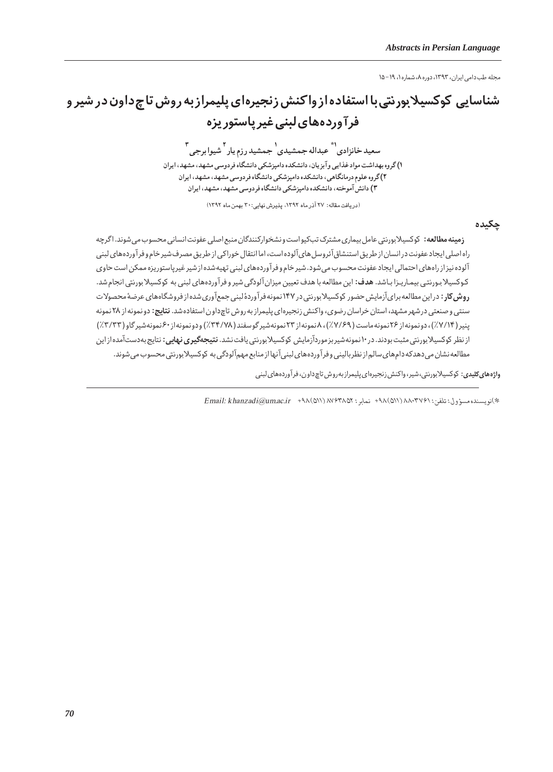# شناسایی کوکسیلا بورنتی با استفاده از واکنش زنجیره‌ای پلیمراز به روش تاچ داون در شیر و فرآورده‌های لبنی غیر پاستوریزه

**سعید خانزادی[1*] عبداله جمشیدی[1] جمشید رزم یار[2] شیوا برجی[3]**

**۱) گروه بهداشت مواد غذایی و آبزیان، دانشکده دامپزشکی دانشگاه فردوسی مشهد، مشهد، ایران**
**۲) گروه علوم درمانگاهی، دانشکده دامپزشکی دانشگاه فردوسی مشهد، مشهد، ایران**
**۳) دانش آموخته، دانشکده دامپزشکی دانشگاه فردوسی مشهد، مشهد، ایران**

(دریافت مقاله: ۲۷ آذر ماه ۱۳۹۲، پذیرش نهایی: ۳۰ بهمن ماه ۱۳۹۲)

## چکیده

**زمینه مطالعه:** کوکسیلا بورنتی عامل بیماری مشترک تب کیو است و نشخوارکنندگان منبع اصلی عفونت انسانی محسوب می‌شوند. اگرچه راه اصلی ایجاد عفونت در انسان از طریق استنشاق آئروسل‌های آلوده است، اما انتقال خوراکی از طریق مصرف شیر خام و فرآورده‌های لبنی آلوده نیز از راه‌های احتمالی ایجاد عفونت محسوب می‌شود. شیر خام و فرآورده‌های لبنی تهیه شده از شیر غیر پاستوریزه ممکن است حاوی کوکسیلا بورنتی بیماری‌زا باشد. **هدف:** این مطالعه با هدف تعیین میزان آلودگی شیر و فرآورده‌های لبنی به کوکسیلا بورنتی انجام شد. **روش کار:** در این مطالعه برای آزمایش حضور کوکسیلا بورنتی در ۱۴۷ نمونه فرآوردهٔ لبنی جمع‌آوری شده از فروشگاه‌های عرضهٔ محصولات سنتی و صنعتی در شهر مشهد، استان خراسان رضوی، واکنش زنجیره‌ای پلیمراز به روش تاچ داون استفاده شد. **نتایج:** دو نمونه از ۲۸ نمونه پنیر (۷/۱۴٪)، دو نمونه از ۲۶ نمونه ماست (۷/۶۹٪)، ۸ نمونه از ۲۳ نمونه شیر گوسفند (۳۴/۷۸٪) و دو نمونه از ۶۰ نمونه شیر گاو (۳/۳۳٪) از نظر کوکسیلا بورنتی مثبت بودند. در ۱۰ نمونه شیر بز مورد آزمایش کوکسیلا بورنتی یافت نشد. **نتیجه‌گیری نهایی:** نتایج به‌دست‌آمده از این مطالعه نشان می‌دهد که دام‌های سالم از نظر بالینی و فرآورده‌های لبنی آنها از منابع مهم آلودگی به کوکسیلا بورنتی محسوب می‌شوند.

**واژه‌های کلیدی:** کوکسیلا بورنتی، شیر، واکنش زنجیره‌ای پلیمراز به روش تاچ داون، فرآورده‌های لبنی

*) نویسنده مسؤول: تلفن: ۸۸۰۳۷۶۱ (۵۱۱) ۹۸+ نمابر: ۸۷۶۳۸۵۲ (۵۱۱) ۹۸+ *Email: khanzadi@um.ac.ir*